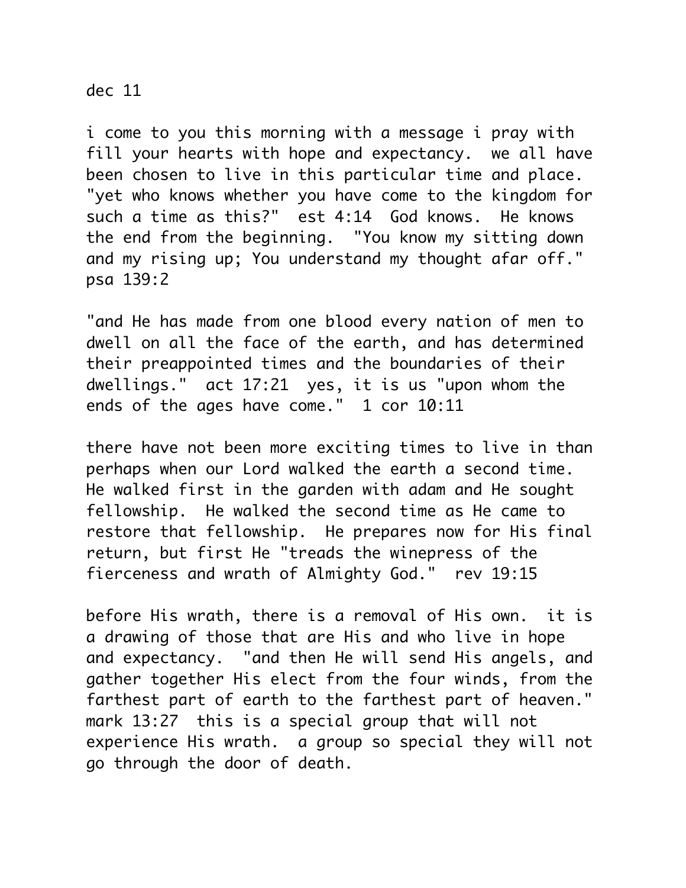dec 11

i come to you this morning with a message i pray with fill your hearts with hope and expectancy.  we all have been chosen to live in this particular time and place.  "yet who knows whether you have come to the kingdom for such a time as this?"  est 4:14  God knows.  He knows the end from the beginning.  "You know my sitting down and my rising up; You understand my thought afar off."  psa 139:2

"and He has made from one blood every nation of men to dwell on all the face of the earth, and has determined their preappointed times and the boundaries of their dwellings."  act 17:21  yes, it is us "upon whom the ends of the ages have come."  1 cor 10:11

there have not been more exciting times to live in than perhaps when our Lord walked the earth a second time.  He walked first in the garden with adam and He sought fellowship.  He walked the second time as He came to restore that fellowship.  He prepares now for His final return, but first He "treads the winepress of the fierceness and wrath of Almighty God."  rev 19:15

before His wrath, there is a removal of His own.  it is a drawing of those that are His and who live in hope and expectancy.  "and then He will send His angels, and gather together His elect from the four winds, from the farthest part of earth to the farthest part of heaven."  mark 13:27  this is a special group that will not experience His wrath.  a group so special they will not go through the door of death.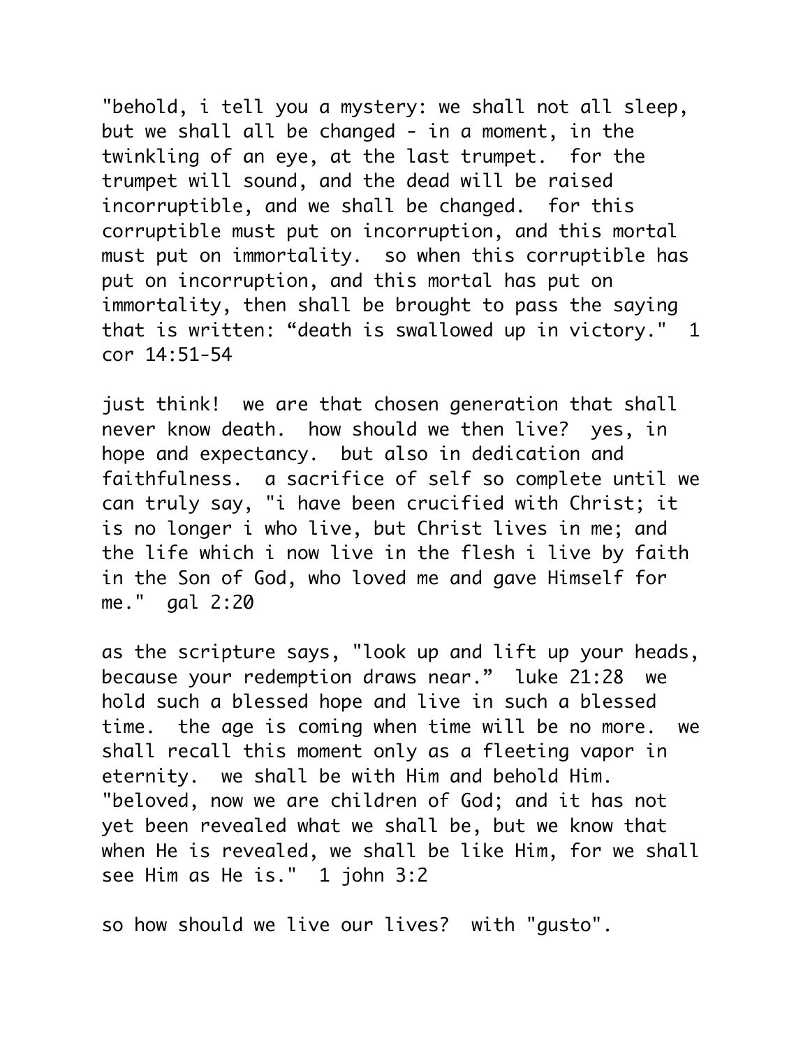"behold, i tell you a mystery: we shall not all sleep, but we shall all be changed - in a moment, in the twinkling of an eye, at the last trumpet. for the trumpet will sound, and the dead will be raised incorruptible, and we shall be changed. for this corruptible must put on incorruption, and this mortal must put on immortality. so when this corruptible has put on incorruption, and this mortal has put on immortality, then shall be brought to pass the saying that is written: “death is swallowed up in victory." 1 cor 14:51-54

just think! we are that chosen generation that shall never know death. how should we then live? yes, in hope and expectancy. but also in dedication and faithfulness. a sacrifice of self so complete until we can truly say, "i have been crucified with Christ; it is no longer i who live, but Christ lives in me; and the life which i now live in the flesh i live by faith in the Son of God, who loved me and gave Himself for me." gal 2:20

as the scripture says, "look up and lift up your heads, because your redemption draws near.” luke 21:28 we hold such a blessed hope and live in such a blessed time. the age is coming when time will be no more. we shall recall this moment only as a fleeting vapor in eternity. we shall be with Him and behold Him. "beloved, now we are children of God; and it has not yet been revealed what we shall be, but we know that when He is revealed, we shall be like Him, for we shall see Him as He is." 1 john 3:2

so how should we live our lives? with "gusto".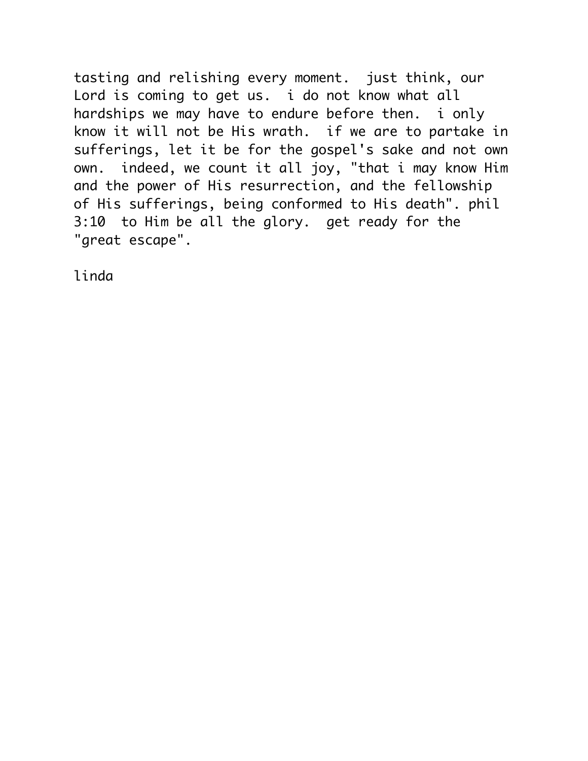tasting and relishing every moment. just think, our Lord is coming to get us. i do not know what all hardships we may have to endure before then. i only know it will not be His wrath. if we are to partake in sufferings, let it be for the gospel's sake and not own own. indeed, we count it all joy, "that i may know Him and the power of His resurrection, and the fellowship of His sufferings, being conformed to His death". phil 3:10 to Him be all the glory. get ready for the "great escape".

linda